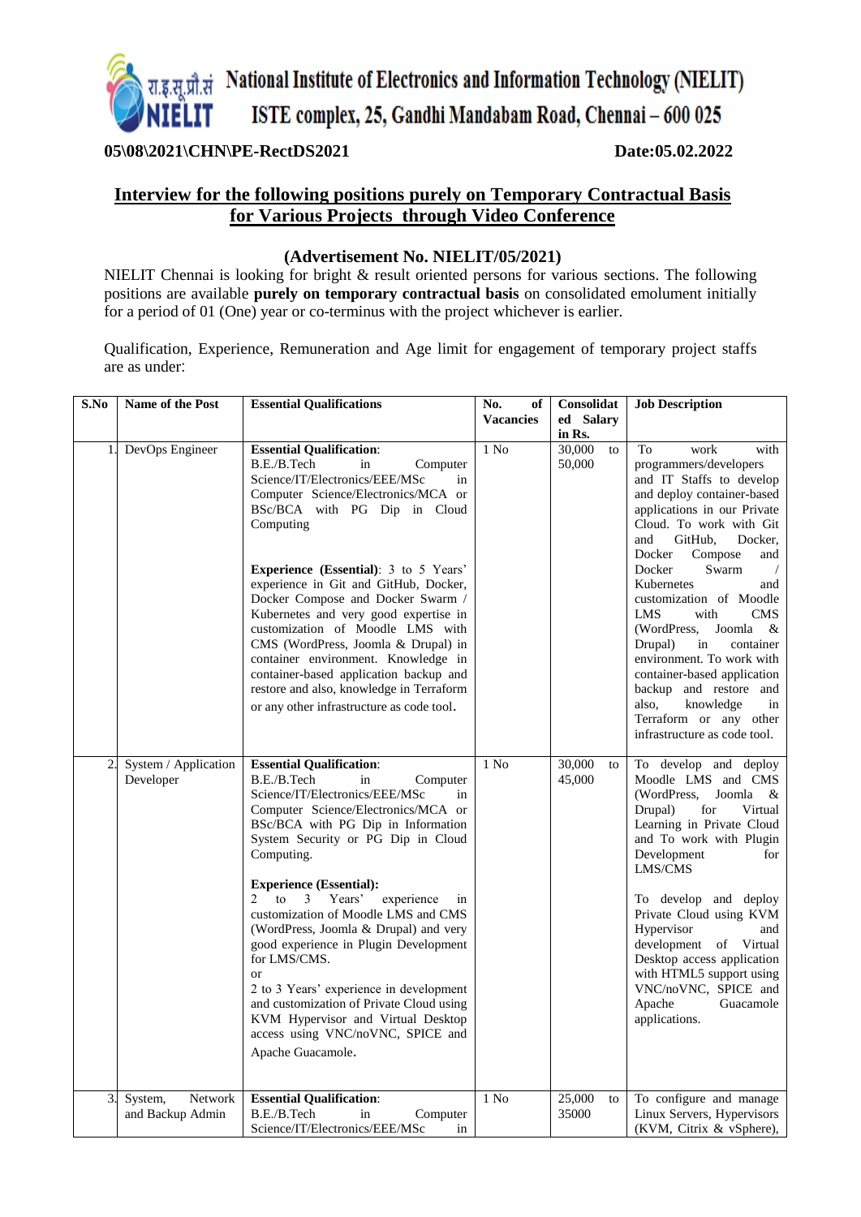रा.इ.सू.प्रौ.सं **National Institute of Electronics and Information Technology (NIELIT)**

**ISTE complex, 25, Gandhi Mandabam Road, Chennai – 600 025**

**05\08\2021\CHN\PE-RectDS2021** **Date:05.02.2022**

## Interview for the following positions purely on Temporary Contractual Basis for Various Projects through Video Conference

### (Advertisement No. NIELIT/05/2021)

NIELIT Chennai is looking for bright & result oriented persons for various sections. The following positions are available **purely on temporary contractual basis** on consolidated emolument initially for a period of 01 (One) year or co-terminus with the project whichever is earlier.

Qualification, Experience, Remuneration and Age limit for engagement of temporary project staffs are as under:

| S.No | Name of the Post | Essential Qualifications | No. of Vacancies | Consolidated Salary in Rs. | Job Description |
|---|---|---|---|---|---|
| 1. | DevOps Engineer | **Essential Qualification**: B.E./B.Tech in Computer Science/IT/Electronics/EEE/MSc in Computer Science/Electronics/MCA or BSc/BCA with PG Dip in Cloud Computing<br><br>**Experience (Essential)**: 3 to 5 Years' experience in Git and GitHub, Docker, Docker Compose and Docker Swarm / Kubernetes and very good expertise in customization of Moodle LMS with CMS (WordPress, Joomla & Drupal) in container environment. Knowledge in container-based application backup and restore and also, knowledge in Terraform or any other infrastructure as code tool. | 1 No | 30,000 to 50,000 | To work with programmers/developers and IT Staffs to develop and deploy container-based applications in our Private Cloud. To work with Git and GitHub, Docker, Docker Compose and Docker Swarm / Kubernetes and customization of Moodle LMS with CMS (WordPress, Joomla & Drupal) in container environment. To work with container-based application backup and restore and also, knowledge in Terraform or any other infrastructure as code tool. |
| 2. | System / Application Developer | **Essential Qualification**: B.E./B.Tech in Computer Science/IT/Electronics/EEE/MSc in Computer Science/Electronics/MCA or BSc/BCA with PG Dip in Information System Security or PG Dip in Cloud Computing.<br><br>**Experience (Essential):** 2 to 3 Years' experience in customization of Moodle LMS and CMS (WordPress, Joomla & Drupal) and very good experience in Plugin Development for LMS/CMS.<br>or<br>2 to 3 Years' experience in development and customization of Private Cloud using KVM Hypervisor and Virtual Desktop access using VNC/noVNC, SPICE and Apache Guacamole. | 1 No | 30,000 to 45,000 | To develop and deploy Moodle LMS and CMS (WordPress, Joomla & Drupal) for Virtual Learning in Private Cloud and To work with Plugin Development for LMS/CMS<br><br>To develop and deploy Private Cloud using KVM Hypervisor and development of Virtual Desktop access application with HTML5 support using VNC/noVNC, SPICE and Apache Guacamole applications. |
| 3. | System, Network and Backup Admin | **Essential Qualification**: B.E./B.Tech in Computer Science/IT/Electronics/EEE/MSc in | 1 No | 25,000 to 35000 | To configure and manage Linux Servers, Hypervisors (KVM, Citrix & vSphere), |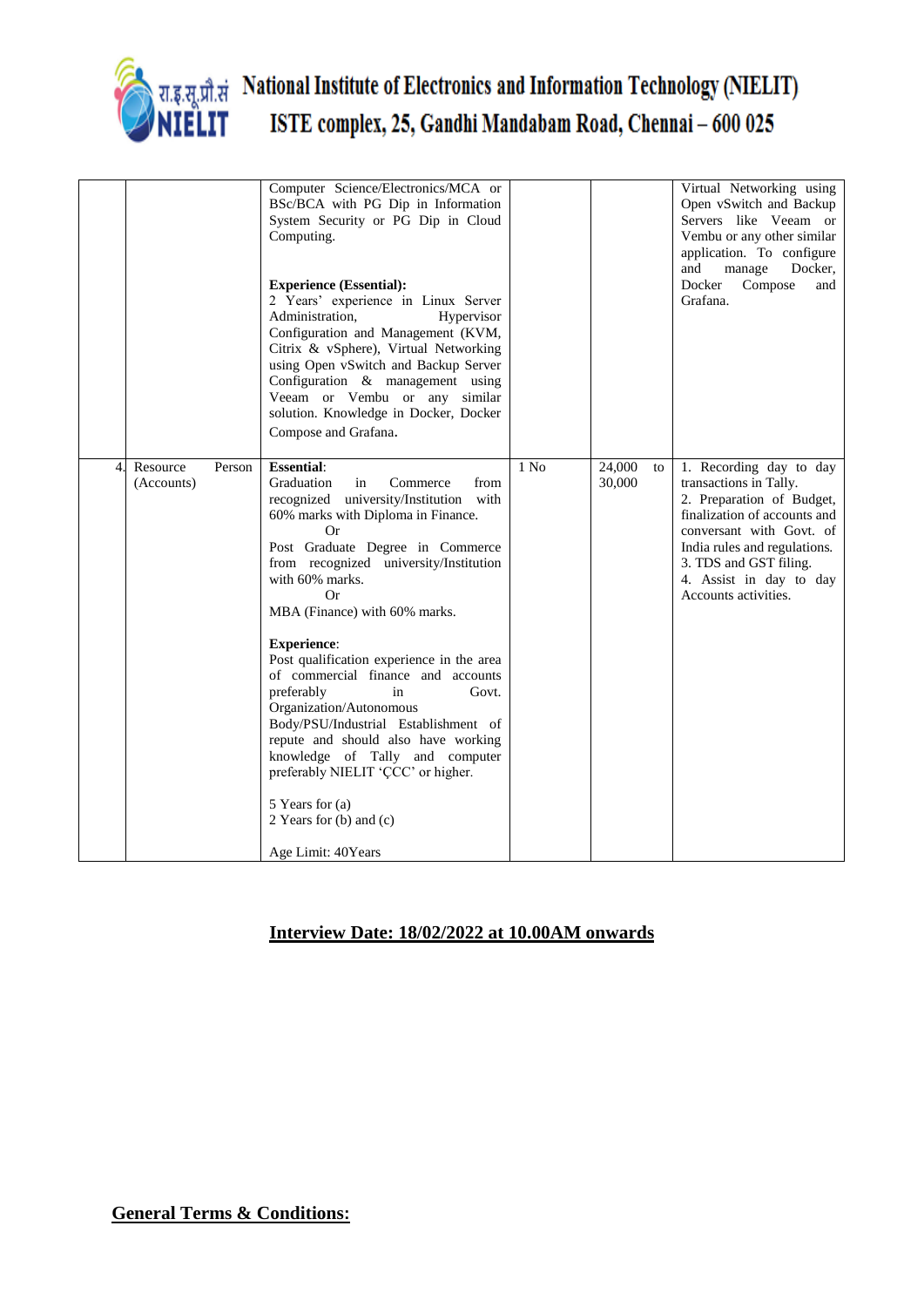# National Institute of Electronics and Information Technology (NIELIT)

ISTE complex, 25, Gandhi Mandabam Road, Chennai – 600 025

| | | | | | |
|---|---|---|---|---|---|
| | | Computer Science/Electronics/MCA or BSc/BCA with PG Dip in Information System Security or PG Dip in Cloud Computing.<br><br>**Experience (Essential):**<br>2 Years' experience in Linux Server Administration, Hypervisor Configuration and Management (KVM, Citrix & vSphere), Virtual Networking using Open vSwitch and Backup Server Configuration & management using Veeam or Vembu or any similar solution. Knowledge in Docker, Docker Compose and Grafana. | | | Virtual Networking using Open vSwitch and Backup Servers like Veeam or Vembu or any other similar application. To configure and manage Docker, Docker Compose and Grafana. |
| 4. | Resource Person (Accounts) | **Essential**:<br>Graduation in Commerce from recognized university/Institution with 60% marks with Diploma in Finance.<br>Or<br>Post Graduate Degree in Commerce from recognized university/Institution with 60% marks.<br>Or<br>MBA (Finance) with 60% marks.<br><br>**Experience**:<br>Post qualification experience in the area of commercial finance and accounts preferably in Govt. Organization/Autonomous Body/PSU/Industrial Establishment of repute and should also have working knowledge of Tally and computer preferably NIELIT 'ÇCC' or higher.<br><br>5 Years for (a)<br>2 Years for (b) and (c)<br><br>Age Limit: 40Years | 1 No | 24,000 to 30,000 | 1. Recording day to day transactions in Tally.<br>2. Preparation of Budget, finalization of accounts and conversant with Govt. of India rules and regulations.<br>3. TDS and GST filing.<br>4. Assist in day to day Accounts activities. |

**<u>Interview Date: 18/02/2022 at 10.00AM onwards</u>**

**<u>General Terms & Conditions:</u>**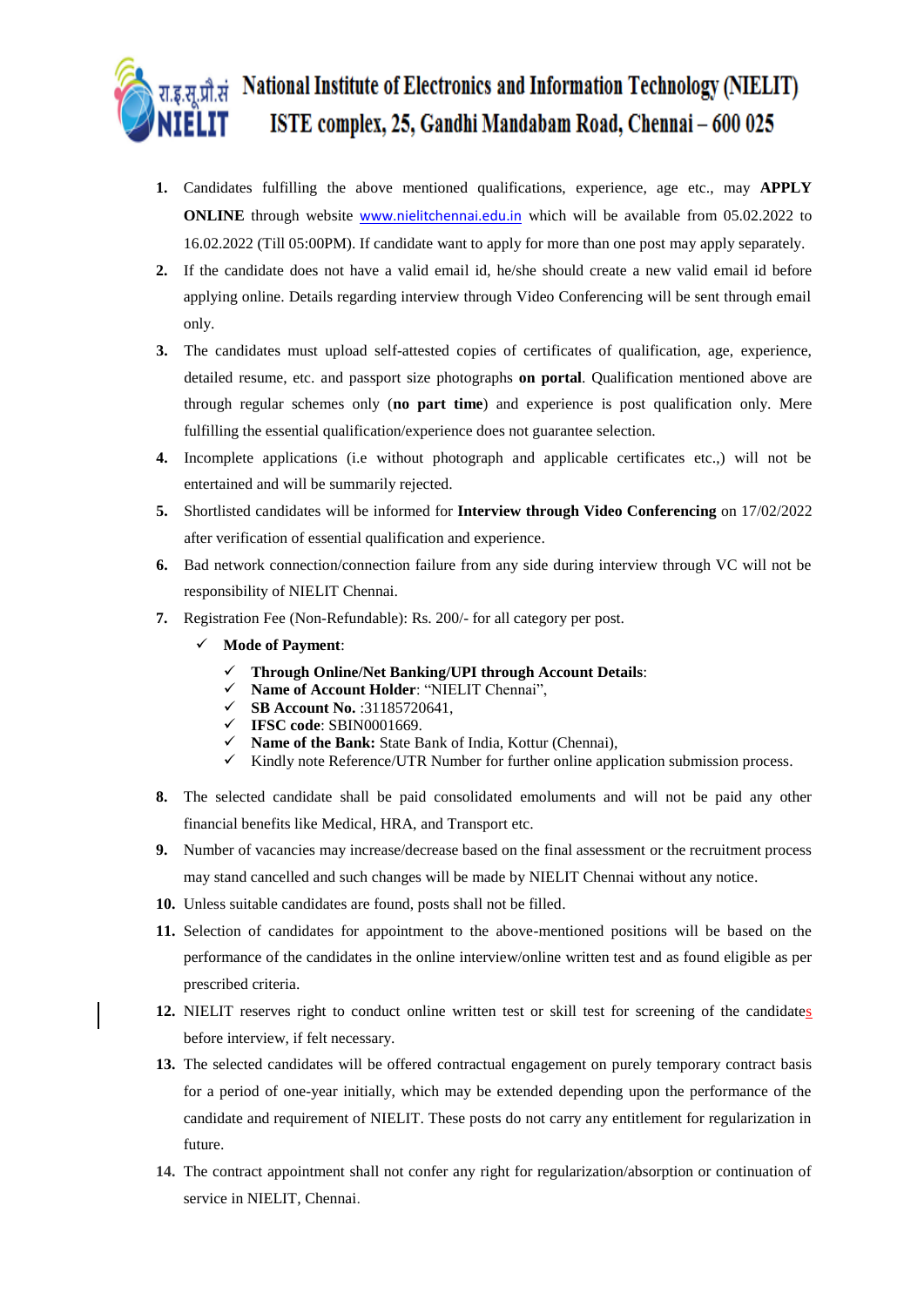1. Candidates fulfilling the above mentioned qualifications, experience, age etc., may **APPLY ONLINE** through website www.nielitchennai.edu.in which will be available from 05.02.2022 to 16.02.2022 (Till 05:00PM). If candidate want to apply for more than one post may apply separately.
2. If the candidate does not have a valid email id, he/she should create a new valid email id before applying online. Details regarding interview through Video Conferencing will be sent through email only.
3. The candidates must upload self-attested copies of certificates of qualification, age, experience, detailed resume, etc. and passport size photographs **on portal**. Qualification mentioned above are through regular schemes only (**no part time**) and experience is post qualification only. Mere fulfilling the essential qualification/experience does not guarantee selection.
4. Incomplete applications (i.e without photograph and applicable certificates etc.,) will not be entertained and will be summarily rejected.
5. Shortlisted candidates will be informed for **Interview through Video Conferencing** on 17/02/2022 after verification of essential qualification and experience.
6. Bad network connection/connection failure from any side during interview through VC will not be responsibility of NIELIT Chennai.
7. Registration Fee (Non-Refundable): Rs. 200/- for all category per post.
   - ✓ **Mode of Payment**:
     - ✓ **Through Online/Net Banking/UPI through Account Details**:
     - ✓ **Name of Account Holder**: "NIELIT Chennai",
     - ✓ **SB Account No.** :31185720641,
     - ✓ **IFSC code**: SBIN0001669.
     - ✓ **Name of the Bank:** State Bank of India, Kottur (Chennai),
     - ✓ Kindly note Reference/UTR Number for further online application submission process.
8. The selected candidate shall be paid consolidated emoluments and will not be paid any other financial benefits like Medical, HRA, and Transport etc.
9. Number of vacancies may increase/decrease based on the final assessment or the recruitment process may stand cancelled and such changes will be made by NIELIT Chennai without any notice.
10. Unless suitable candidates are found, posts shall not be filled.
11. Selection of candidates for appointment to the above-mentioned positions will be based on the performance of the candidates in the online interview/online written test and as found eligible as per prescribed criteria.
12. NIELIT reserves right to conduct online written test or skill test for screening of the candidates before interview, if felt necessary.
13. The selected candidates will be offered contractual engagement on purely temporary contract basis for a period of one-year initially, which may be extended depending upon the performance of the candidate and requirement of NIELIT. These posts do not carry any entitlement for regularization in future.
14. The contract appointment shall not confer any right for regularization/absorption or continuation of service in NIELIT, Chennai.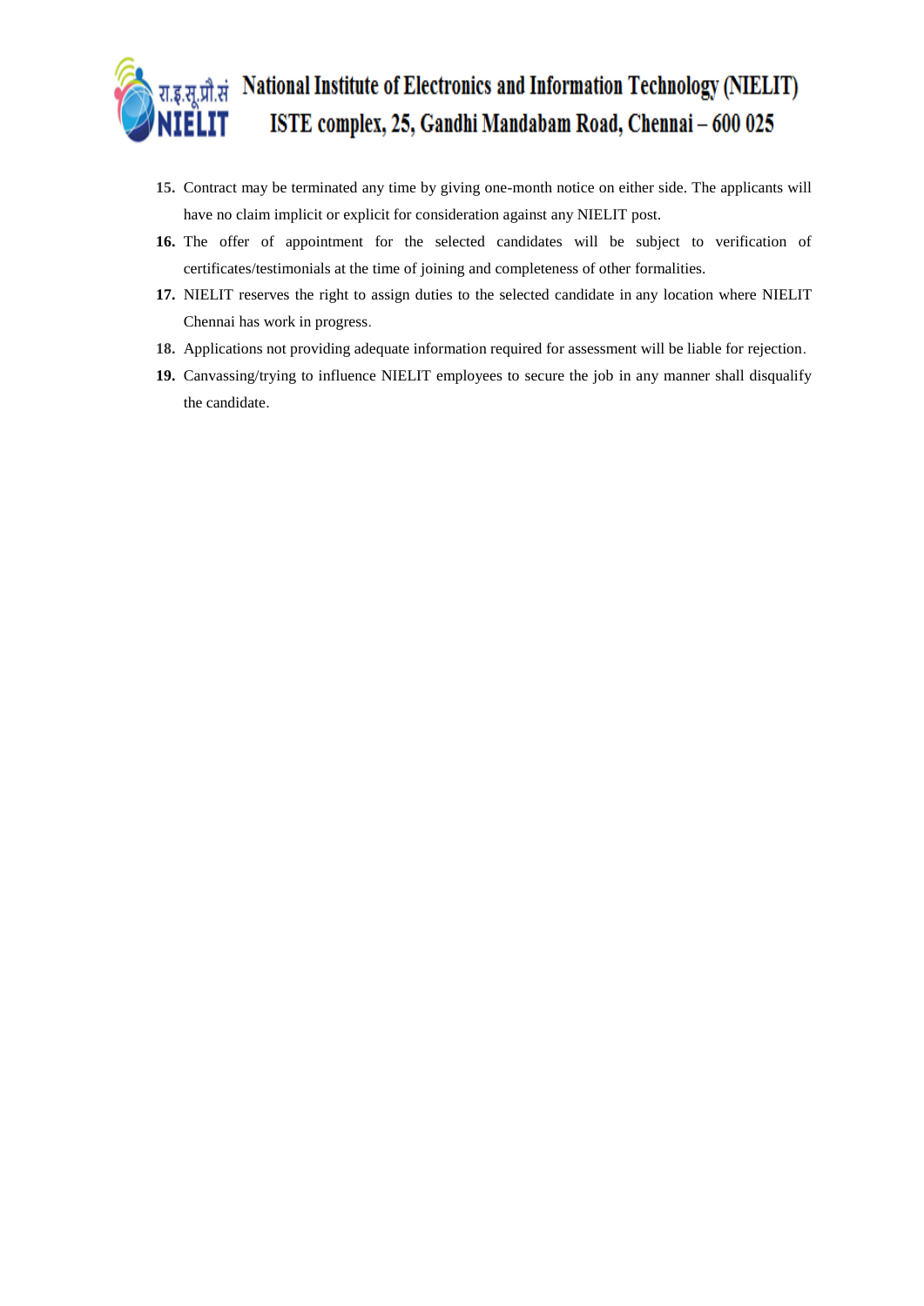15. Contract may be terminated any time by giving one-month notice on either side. The applicants will have no claim implicit or explicit for consideration against any NIELIT post.
16. The offer of appointment for the selected candidates will be subject to verification of certificates/testimonials at the time of joining and completeness of other formalities.
17. NIELIT reserves the right to assign duties to the selected candidate in any location where NIELIT Chennai has work in progress.
18. Applications not providing adequate information required for assessment will be liable for rejection.
19. Canvassing/trying to influence NIELIT employees to secure the job in any manner shall disqualify the candidate.